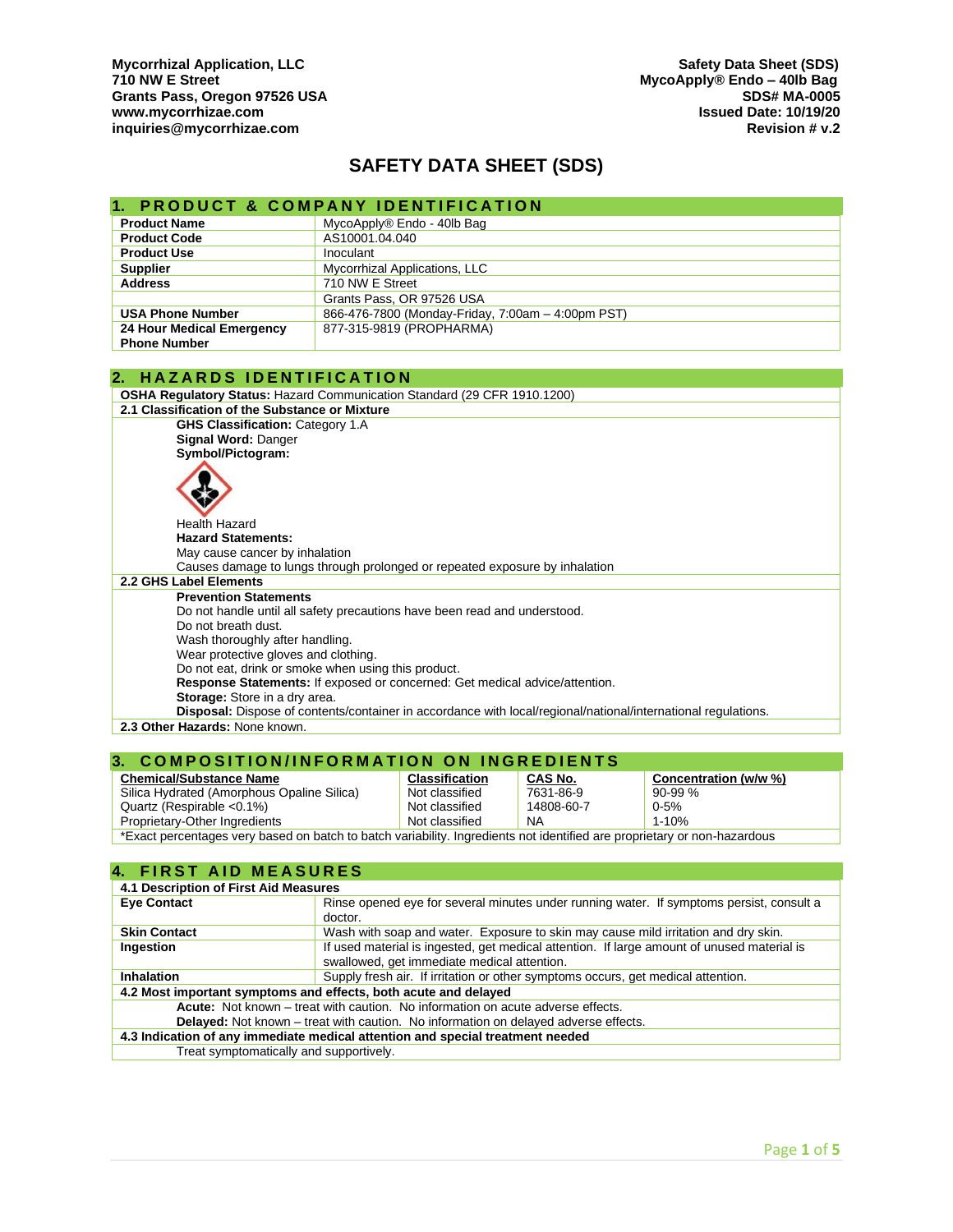**Mycorrhizal Application, LLC**
**710 NW E Street**
**Grants Pass, Oregon 97526 USA**
**www.mycorrhizae.com**
**inquiries@mycorrhizae.com**

**Safety Data Sheet (SDS)**
**MycoApply® Endo – 40lb Bag**
**SDS# MA-0005**
**Issued Date: 10/19/20**
**Revision # v.2**

# SAFETY DATA SHEET (SDS)

## 1. PRODUCT & COMPANY IDENTIFICATION

| | |
|---|---|
| **Product Name** | MycoApply® Endo - 40lb Bag |
| **Product Code** | AS10001.04.040 |
| **Product Use** | Inoculant |
| **Supplier** | Mycorrhizal Applications, LLC |
| **Address** | 710 NW E Street |
| | Grants Pass, OR 97526 USA |
| **USA Phone Number** | 866-476-7800 (Monday-Friday, 7:00am – 4:00pm PST) |
| **24 Hour Medical Emergency Phone Number** | 877-315-9819 (PROPHARMA) |

## 2. HAZARDS IDENTIFICATION

**OSHA Regulatory Status:** Hazard Communication Standard (29 CFR 1910.1200)

**2.1 Classification of the Substance or Mixture**

**GHS Classification:** Category 1.A
**Signal Word:** Danger
**Symbol/Pictogram:**

Health Hazard

**Hazard Statements:**
May cause cancer by inhalation
Causes damage to lungs through prolonged or repeated exposure by inhalation

**2.2 GHS Label Elements**

**Prevention Statements**
Do not handle until all safety precautions have been read and understood.
Do not breath dust.
Wash thoroughly after handling.
Wear protective gloves and clothing.
Do not eat, drink or smoke when using this product.
**Response Statements:** If exposed or concerned: Get medical advice/attention.
**Storage:** Store in a dry area.
**Disposal:** Dispose of contents/container in accordance with local/regional/national/international regulations.

**2.3 Other Hazards:** None known.

## 3. COMPOSITION/INFORMATION ON INGREDIENTS

| Chemical/Substance Name | Classification | CAS No. | Concentration (w/w %) |
|---|---|---|---|
| Silica Hydrated (Amorphous Opaline Silica) | Not classified | 7631-86-9 | 90-99 % |
| Quartz (Respirable <0.1%) | Not classified | 14808-60-7 | 0-5% |
| Proprietary-Other Ingredients | Not classified | NA | 1-10% |

*Exact percentages very based on batch to batch variability. Ingredients not identified are proprietary or non-hazardous

## 4. FIRST AID MEASURES

**4.1 Description of First Aid Measures**

| | |
|---|---|
| **Eye Contact** | Rinse opened eye for several minutes under running water. If symptoms persist, consult a doctor. |
| **Skin Contact** | Wash with soap and water. Exposure to skin may cause mild irritation and dry skin. |
| **Ingestion** | If used material is ingested, get medical attention. If large amount of unused material is swallowed, get immediate medical attention. |
| **Inhalation** | Supply fresh air. If irritation or other symptoms occurs, get medical attention. |

**4.2 Most important symptoms and effects, both acute and delayed**

**Acute:** Not known – treat with caution. No information on acute adverse effects.
**Delayed:** Not known – treat with caution. No information on delayed adverse effects.

**4.3 Indication of any immediate medical attention and special treatment needed**

Treat symptomatically and supportively.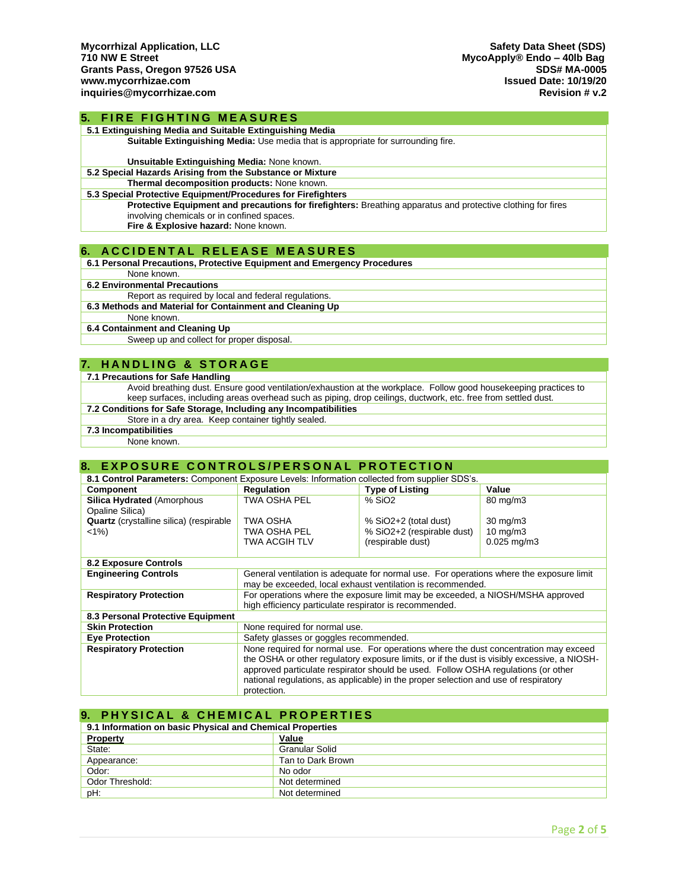## 5. FIRE FIGHTING MEASURES

**5.1 Extinguishing Media and Suitable Extinguishing Media**

**Suitable Extinguishing Media:** Use media that is appropriate for surrounding fire.

**Unsuitable Extinguishing Media:** None known.

**5.2 Special Hazards Arising from the Substance or Mixture**

**Thermal decomposition products:** None known.

**5.3 Special Protective Equipment/Procedures for Firefighters**

**Protective Equipment and precautions for firefighters:** Breathing apparatus and protective clothing for fires involving chemicals or in confined spaces.

**Fire & Explosive hazard:** None known.

## 6. ACCIDENTAL RELEASE MEASURES

**6.1 Personal Precautions, Protective Equipment and Emergency Procedures**

None known.

**6.2 Environmental Precautions**

Report as required by local and federal regulations.

**6.3 Methods and Material for Containment and Cleaning Up**

None known.

**6.4 Containment and Cleaning Up**

Sweep up and collect for proper disposal.

## 7. HANDLING & STORAGE

**7.1 Precautions for Safe Handling**

Avoid breathing dust. Ensure good ventilation/exhaustion at the workplace. Follow good housekeeping practices to keep surfaces, including areas overhead such as piping, drop ceilings, ductwork, etc. free from settled dust.

**7.2 Conditions for Safe Storage, Including any Incompatibilities**

Store in a dry area. Keep container tightly sealed.

**7.3 Incompatibilities**

None known.

## 8. EXPOSURE CONTROLS/PERSONAL PROTECTION

**8.1 Control Parameters:** Component Exposure Levels: Information collected from supplier SDS's.

| Component | Regulation | Type of Listing | Value |
|---|---|---|---|
| **Silica Hydrated** (Amorphous Opaline Silica) | TWA OSHA PEL | % $SiO_2$ | 80 mg/m3 |
| **Quartz** (crystalline silica) (respirable <1%) | TWA OSHA | % $SiO_2$+2 (total dust) | 30 mg/m3 |
| | TWA OSHA PEL | % $SiO_2$+2 (respirable dust) | 10 mg/m3 |
| | TWA ACGIH TLV | (respirable dust) | 0.025 mg/m3 |

**8.2 Exposure Controls**

| | |
|---|---|
| **Engineering Controls** | General ventilation is adequate for normal use. For operations where the exposure limit may be exceeded, local exhaust ventilation is recommended. |
| **Respiratory Protection** | For operations where the exposure limit may be exceeded, a NIOSH/MSHA approved high efficiency particulate respirator is recommended. |

**8.3 Personal Protective Equipment**

| | |
|---|---|
| **Skin Protection** | None required for normal use. |
| **Eye Protection** | Safety glasses or goggles recommended. |
| **Respiratory Protection** | None required for normal use. For operations where the dust concentration may exceed the OSHA or other regulatory exposure limits, or if the dust is visibly excessive, a NIOSH-approved particulate respirator should be used. Follow OSHA regulations (or other national regulations, as applicable) in the proper selection and use of respiratory protection. |

## 9. PHYSICAL & CHEMICAL PROPERTIES

**9.1 Information on basic Physical and Chemical Properties**

| Property | Value |
|---|---|
| State: | Granular Solid |
| Appearance: | Tan to Dark Brown |
| Odor: | No odor |
| Odor Threshold: | Not determined |
| pH: | Not determined |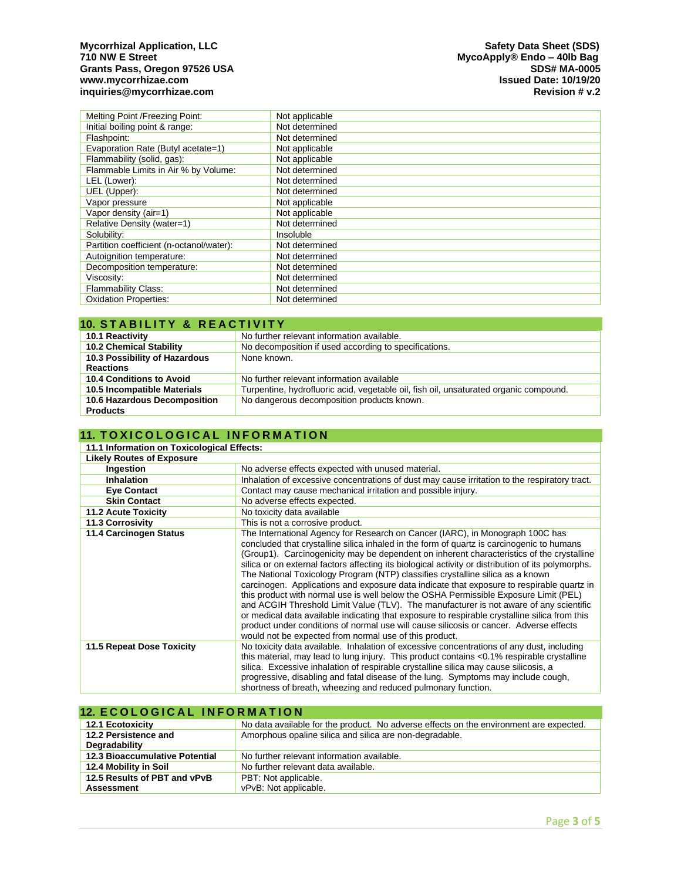| Melting Point /Freezing Point: | Not applicable |
|---|---|
| Initial boiling point & range: | Not determined |
| Flashpoint: | Not determined |
| Evaporation Rate (Butyl acetate=1) | Not applicable |
| Flammability (solid, gas): | Not applicable |
| Flammable Limits in Air % by Volume: | Not determined |
| LEL (Lower): | Not determined |
| UEL (Upper): | Not determined |
| Vapor pressure | Not applicable |
| Vapor density (air=1) | Not applicable |
| Relative Density (water=1) | Not determined |
| Solubility: | Insoluble |
| Partition coefficient (n-octanol/water): | Not determined |
| Autoignition temperature: | Not determined |
| Decomposition temperature: | Not determined |
| Viscosity: | Not determined |
| Flammability Class: | Not determined |
| Oxidation Properties: | Not determined |

## 10. STABILITY & REACTIVITY

| | |
|---|---|
| **10.1 Reactivity** | No further relevant information available. |
| **10.2 Chemical Stability** | No decomposition if used according to specifications. |
| **10.3 Possibility of Hazardous Reactions** | None known. |
| **10.4 Conditions to Avoid** | No further relevant information available |
| **10.5 Incompatible Materials** | Turpentine, hydrofluoric acid, vegetable oil, fish oil, unsaturated organic compound. |
| **10.6 Hazardous Decomposition Products** | No dangerous decomposition products known. |

## 11. TOXICOLOGICAL INFORMATION

| **11.1 Information on Toxicological Effects:** | |
|---|---|
| **Likely Routes of Exposure** | |
| **Ingestion** | No adverse effects expected with unused material. |
| **Inhalation** | Inhalation of excessive concentrations of dust may cause irritation to the respiratory tract. |
| **Eye Contact** | Contact may cause mechanical irritation and possible injury. |
| **Skin Contact** | No adverse effects expected. |
| **11.2 Acute Toxicity** | No toxicity data available |
| **11.3 Corrosivity** | This is not a corrosive product. |
| **11.4 Carcinogen Status** | The International Agency for Research on Cancer (IARC), in Monograph 100C has concluded that crystalline silica inhaled in the form of quartz is carcinogenic to humans (Group1). Carcinogenicity may be dependent on inherent characteristics of the crystalline silica or on external factors affecting its biological activity or distribution of its polymorphs. The National Toxicology Program (NTP) classifies crystalline silica as a known carcinogen. Applications and exposure data indicate that exposure to respirable quartz in this product with normal use is well below the OSHA Permissible Exposure Limit (PEL) and ACGIH Threshold Limit Value (TLV). The manufacturer is not aware of any scientific or medical data available indicating that exposure to respirable crystalline silica from this product under conditions of normal use will cause silicosis or cancer. Adverse effects would not be expected from normal use of this product. |
| **11.5 Repeat Dose Toxicity** | No toxicity data available. Inhalation of excessive concentrations of any dust, including this material, may lead to lung injury. This product contains <0.1% respirable crystalline silica. Excessive inhalation of respirable crystalline silica may cause silicosis, a progressive, disabling and fatal disease of the lung. Symptoms may include cough, shortness of breath, wheezing and reduced pulmonary function. |

## 12. ECOLOGICAL INFORMATION

| | |
|---|---|
| **12.1 Ecotoxicity** | No data available for the product. No adverse effects on the environment are expected. |
| **12.2 Persistence and Degradability** | Amorphous opaline silica and silica are non-degradable. |
| **12.3 Bioaccumulative Potential** | No further relevant information available. |
| **12.4 Mobility in Soil** | No further relevant data available. |
| **12.5 Results of PBT and vPvB Assessment** | PBT: Not applicable.<br>vPvB: Not applicable. |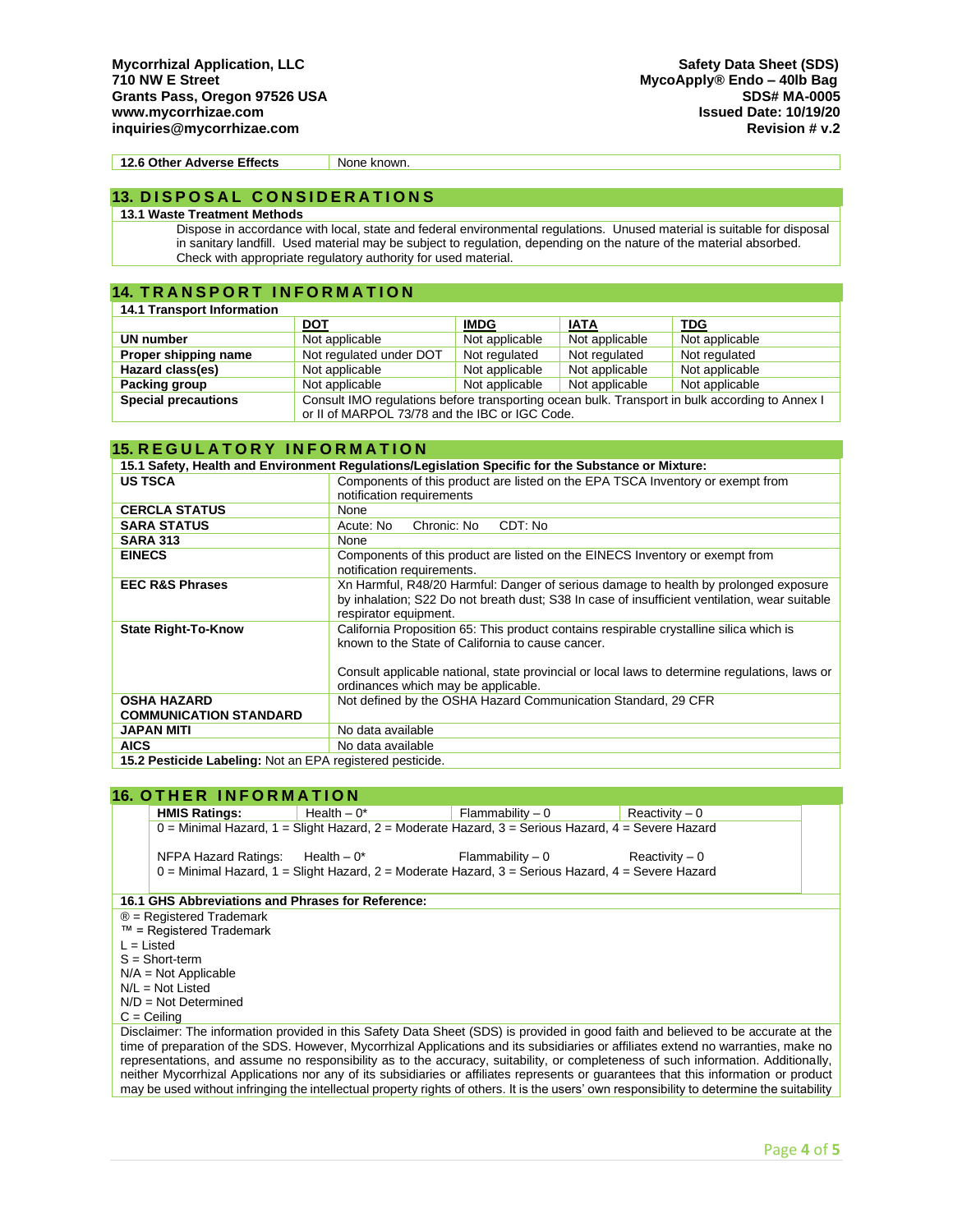| 12.6 Other Adverse Effects | None known. |
|---|---|

## 13. DISPOSAL CONSIDERATIONS

**13.1 Waste Treatment Methods**

Dispose in accordance with local, state and federal environmental regulations. Unused material is suitable for disposal in sanitary landfill. Used material may be subject to regulation, depending on the nature of the material absorbed. Check with appropriate regulatory authority for used material.

## 14. TRANSPORT INFORMATION

**14.1 Transport Information**

| | DOT | IMDG | IATA | TDG |
|---|---|---|---|---|
| **UN number** | Not applicable | Not applicable | Not applicable | Not applicable |
| **Proper shipping name** | Not regulated under DOT | Not regulated | Not regulated | Not regulated |
| **Hazard class(es)** | Not applicable | Not applicable | Not applicable | Not applicable |
| **Packing group** | Not applicable | Not applicable | Not applicable | Not applicable |
| **Special precautions** | Consult IMO regulations before transporting ocean bulk. Transport in bulk according to Annex I or II of MARPOL 73/78 and the IBC or IGC Code. | | | |

## 15. REGULATORY INFORMATION

**15.1 Safety, Health and Environment Regulations/Legislation Specific for the Substance or Mixture:**

| | |
|---|---|
| **US TSCA** | Components of this product are listed on the EPA TSCA Inventory or exempt from notification requirements |
| **CERCLA STATUS** | None |
| **SARA STATUS** | Acute: No Chronic: No CDT: No |
| **SARA 313** | None |
| **EINECS** | Components of this product are listed on the EINECS Inventory or exempt from notification requirements. |
| **EEC R&S Phrases** | Xn Harmful, R48/20 Harmful: Danger of serious damage to health by prolonged exposure by inhalation; S22 Do not breath dust; S38 In case of insufficient ventilation, wear suitable respirator equipment. |
| **State Right-To-Know** | California Proposition 65: This product contains respirable crystalline silica which is known to the State of California to cause cancer.<br><br>Consult applicable national, state provincial or local laws to determine regulations, laws or ordinances which may be applicable. |
| **OSHA HAZARD COMMUNICATION STANDARD** | Not defined by the OSHA Hazard Communication Standard, 29 CFR |
| **JAPAN MITI** | No data available |
| **AICS** | No data available |

**15.2 Pesticide Labeling:** Not an EPA registered pesticide.

## 16. OTHER INFORMATION

| **HMIS Ratings:** | Health – 0* | Flammability – 0 | Reactivity – 0 |
|---|---|---|---|

0 = Minimal Hazard, 1 = Slight Hazard, 2 = Moderate Hazard, 3 = Serious Hazard, 4 = Severe Hazard

NFPA Hazard Ratings: Health – 0* Flammability – 0 Reactivity – 0

0 = Minimal Hazard, 1 = Slight Hazard, 2 = Moderate Hazard, 3 = Serious Hazard, 4 = Severe Hazard

**16.1 GHS Abbreviations and Phrases for Reference:**

® = Registered Trademark
™ = Registered Trademark
L = Listed
S = Short-term
N/A = Not Applicable
N/L = Not Listed
N/D = Not Determined
C = Ceiling

Disclaimer: The information provided in this Safety Data Sheet (SDS) is provided in good faith and believed to be accurate at the time of preparation of the SDS. However, Mycorrhizal Applications and its subsidiaries or affiliates extend no warranties, make no representations, and assume no responsibility as to the accuracy, suitability, or completeness of such information. Additionally, neither Mycorrhizal Applications nor any of its subsidiaries or affiliates represents or guarantees that this information or product may be used without infringing the intellectual property rights of others. It is the users' own responsibility to determine the suitability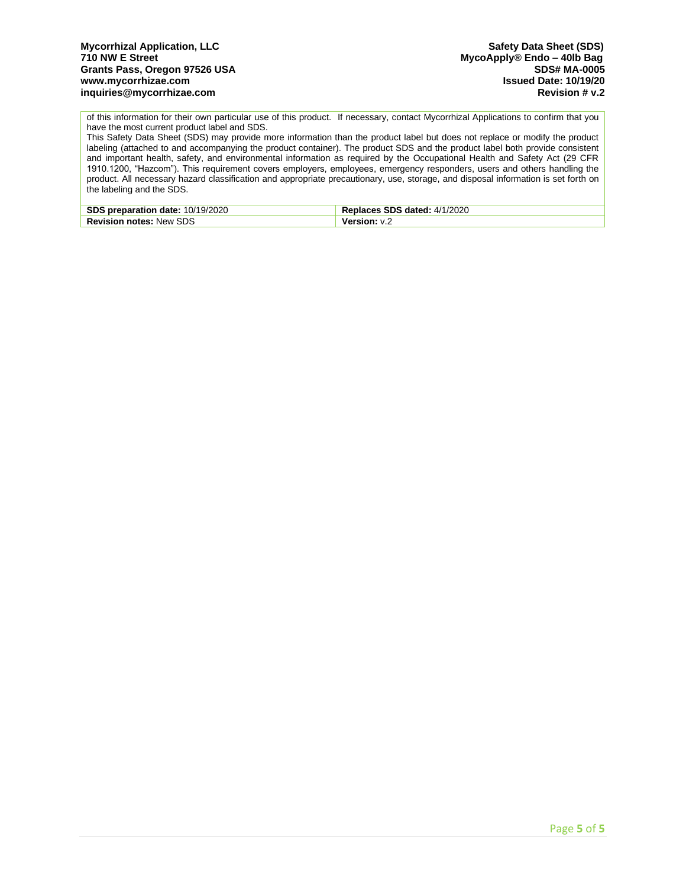of this information for their own particular use of this product. If necessary, contact Mycorrhizal Applications to confirm that you have the most current product label and SDS.

This Safety Data Sheet (SDS) may provide more information than the product label but does not replace or modify the product labeling (attached to and accompanying the product container). The product SDS and the product label both provide consistent and important health, safety, and environmental information as required by the Occupational Health and Safety Act (29 CFR 1910.1200, "Hazcom"). This requirement covers employers, employees, emergency responders, users and others handling the product. All necessary hazard classification and appropriate precautionary, use, storage, and disposal information is set forth on the labeling and the SDS.

| | |
|---|---|
| **SDS preparation date:** 10/19/2020 | **Replaces SDS dated:** 4/1/2020 |
| **Revision notes:** New SDS | **Version:** v.2 |